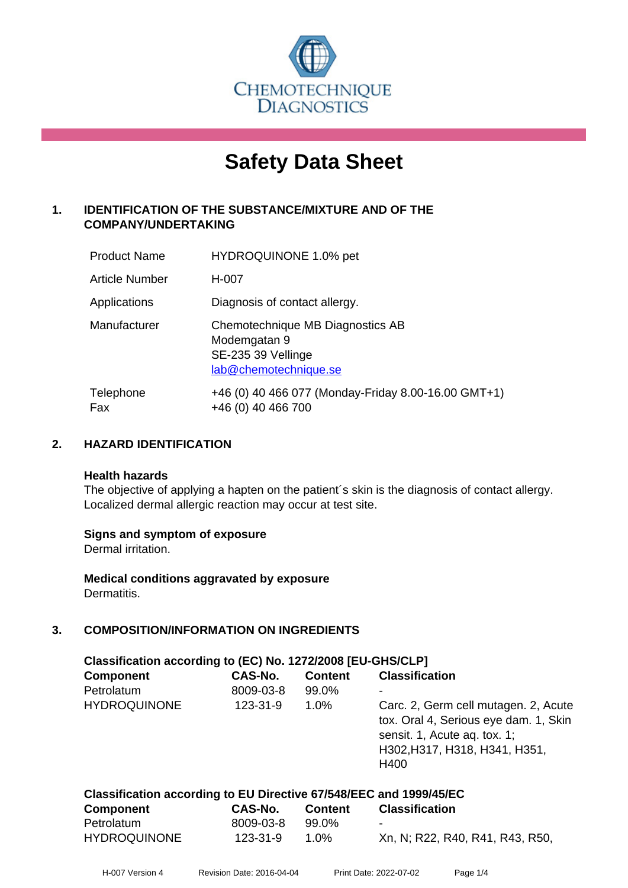CHEMOTECHNIQUE DIAGNOSTICS

# Safety Data Sheet

## 1. IDENTIFICATION OF THE SUBSTANCE/MIXTURE AND OF THE COMPANY/UNDERTAKING

| | |
|---|---|
| Product Name | HYDROQUINONE 1.0% pet |
| Article Number | H-007 |
| Applications | Diagnosis of contact allergy. |
| Manufacturer | Chemotechnique MB Diagnostics AB<br>Modemgatan 9<br>SE-235 39 Vellinge<br>lab@chemotechnique.se |
| Telephone<br>Fax | +46 (0) 40 466 077 (Monday-Friday 8.00-16.00 GMT+1)<br>+46 (0) 40 466 700 |

## 2. HAZARD IDENTIFICATION

**Health hazards**

The objective of applying a hapten on the patient´s skin is the diagnosis of contact allergy. Localized dermal allergic reaction may occur at test site.

**Signs and symptom of exposure**

Dermal irritation.

**Medical conditions aggravated by exposure**

Dermatitis.

## 3. COMPOSITION/INFORMATION ON INGREDIENTS

**Classification according to (EC) No. 1272/2008 [EU-GHS/CLP]**

| Component | CAS-No. | Content | Classification |
|---|---|---|---|
| Petrolatum | 8009-03-8 | 99.0% | - |
| HYDROQUINONE | 123-31-9 | 1.0% | Carc. 2, Germ cell mutagen. 2, Acute tox. Oral 4, Serious eye dam. 1, Skin sensit. 1, Acute aq. tox. 1; H302,H317, H318, H341, H351, H400 |

**Classification according to EU Directive 67/548/EEC and 1999/45/EC**

| Component | CAS-No. | Content | Classification |
|---|---|---|---|
| Petrolatum | 8009-03-8 | 99.0% | - |
| HYDROQUINONE | 123-31-9 | 1.0% | Xn, N; R22, R40, R41, R43, R50, |

H-007 Version 4 Revision Date: 2016-04-04 Print Date: 2022-07-02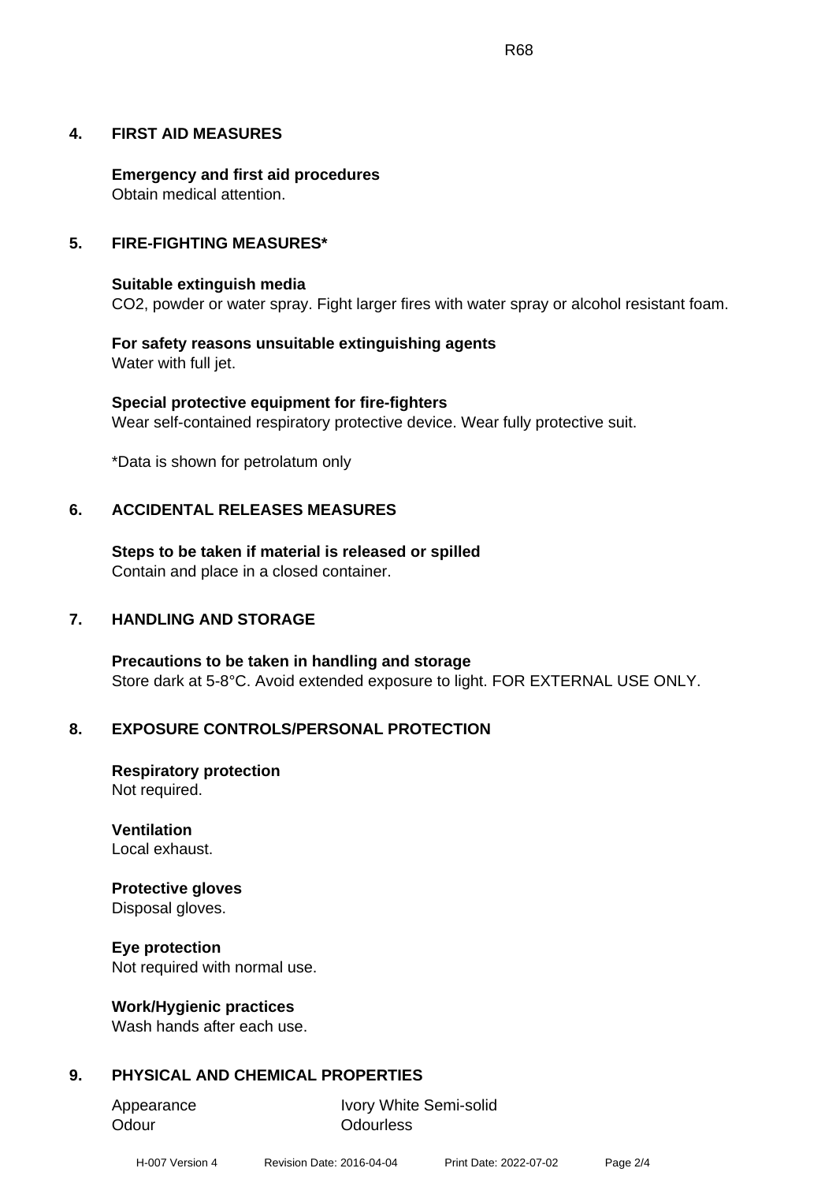## 4. FIRST AID MEASURES

**Emergency and first aid procedures**
Obtain medical attention.

## 5. FIRE-FIGHTING MEASURES*

**Suitable extinguish media**
$CO_2$, powder or water spray. Fight larger fires with water spray or alcohol resistant foam.

**For safety reasons unsuitable extinguishing agents**
Water with full jet.

**Special protective equipment for fire-fighters**
Wear self-contained respiratory protective device. Wear fully protective suit.

*Data is shown for petrolatum only

## 6. ACCIDENTAL RELEASES MEASURES

**Steps to be taken if material is released or spilled**
Contain and place in a closed container.

## 7. HANDLING AND STORAGE

**Precautions to be taken in handling and storage**
Store dark at 5-8°C. Avoid extended exposure to light. FOR EXTERNAL USE ONLY.

## 8. EXPOSURE CONTROLS/PERSONAL PROTECTION

**Respiratory protection**
Not required.

**Ventilation**
Local exhaust.

**Protective gloves**
Disposal gloves.

**Eye protection**
Not required with normal use.

**Work/Hygienic practices**
Wash hands after each use.

## 9. PHYSICAL AND CHEMICAL PROPERTIES

| | |
|---|---|
| Appearance | Ivory White Semi-solid |
| Odour | Odourless |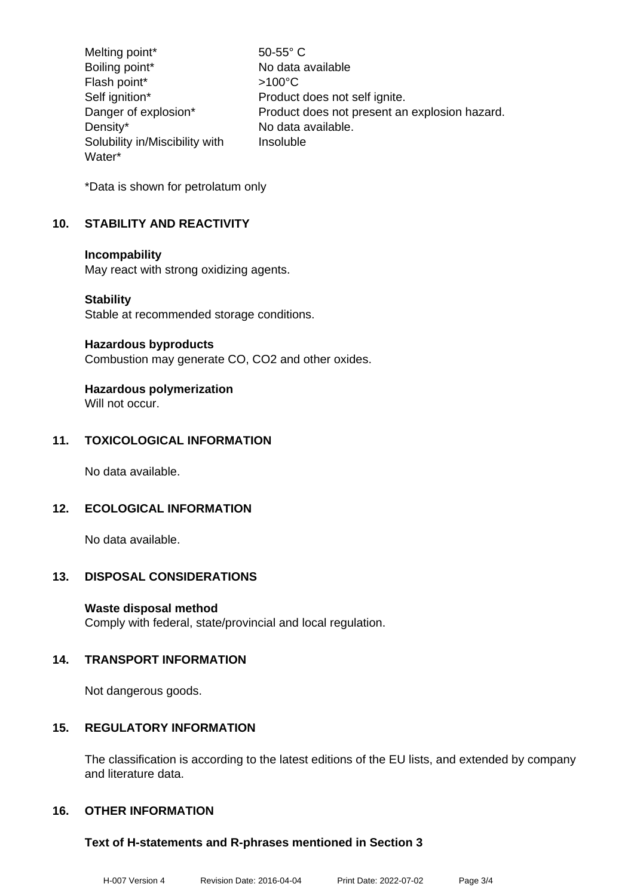| | |
|---|---|
| Melting point* | 50-55° C |
| Boiling point* | No data available |
| Flash point* | >100°C |
| Self ignition* | Product does not self ignite. |
| Danger of explosion* | Product does not present an explosion hazard. |
| Density* | No data available. |
| Solubility in/Miscibility with Water* | Insoluble |

*Data is shown for petrolatum only

## 10. STABILITY AND REACTIVITY

**Incompability**
May react with strong oxidizing agents.

**Stability**
Stable at recommended storage conditions.

**Hazardous byproducts**
Combustion may generate CO, CO2 and other oxides.

**Hazardous polymerization**
Will not occur.

## 11. TOXICOLOGICAL INFORMATION

No data available.

## 12. ECOLOGICAL INFORMATION

No data available.

## 13. DISPOSAL CONSIDERATIONS

**Waste disposal method**
Comply with federal, state/provincial and local regulation.

## 14. TRANSPORT INFORMATION

Not dangerous goods.

## 15. REGULATORY INFORMATION

The classification is according to the latest editions of the EU lists, and extended by company and literature data.

## 16. OTHER INFORMATION

**Text of H-statements and R-phrases mentioned in Section 3**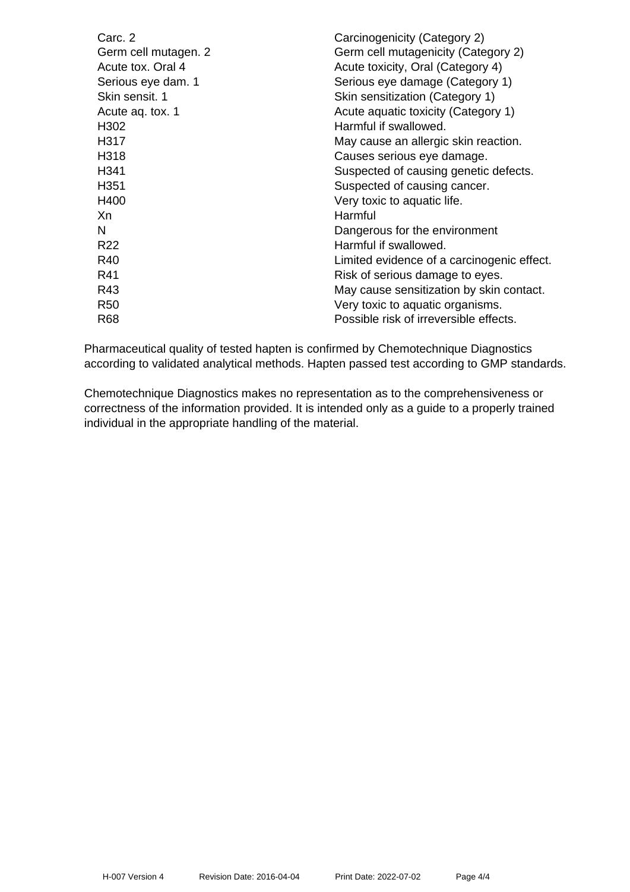| | |
|---|---|
| Carc. 2 | Carcinogenicity (Category 2) |
| Germ cell mutagen. 2 | Germ cell mutagenicity (Category 2) |
| Acute tox. Oral 4 | Acute toxicity, Oral (Category 4) |
| Serious eye dam. 1 | Serious eye damage (Category 1) |
| Skin sensit. 1 | Skin sensitization (Category 1) |
| Acute aq. tox. 1 | Acute aquatic toxicity (Category 1) |
| H302 | Harmful if swallowed. |
| H317 | May cause an allergic skin reaction. |
| H318 | Causes serious eye damage. |
| H341 | Suspected of causing genetic defects. |
| H351 | Suspected of causing cancer. |
| H400 | Very toxic to aquatic life. |
| Xn | Harmful |
| N | Dangerous for the environment |
| R22 | Harmful if swallowed. |
| R40 | Limited evidence of a carcinogenic effect. |
| R41 | Risk of serious damage to eyes. |
| R43 | May cause sensitization by skin contact. |
| R50 | Very toxic to aquatic organisms. |
| R68 | Possible risk of irreversible effects. |

Pharmaceutical quality of tested hapten is confirmed by Chemotechnique Diagnostics according to validated analytical methods. Hapten passed test according to GMP standards.

Chemotechnique Diagnostics makes no representation as to the comprehensiveness or correctness of the information provided. It is intended only as a guide to a properly trained individual in the appropriate handling of the material.